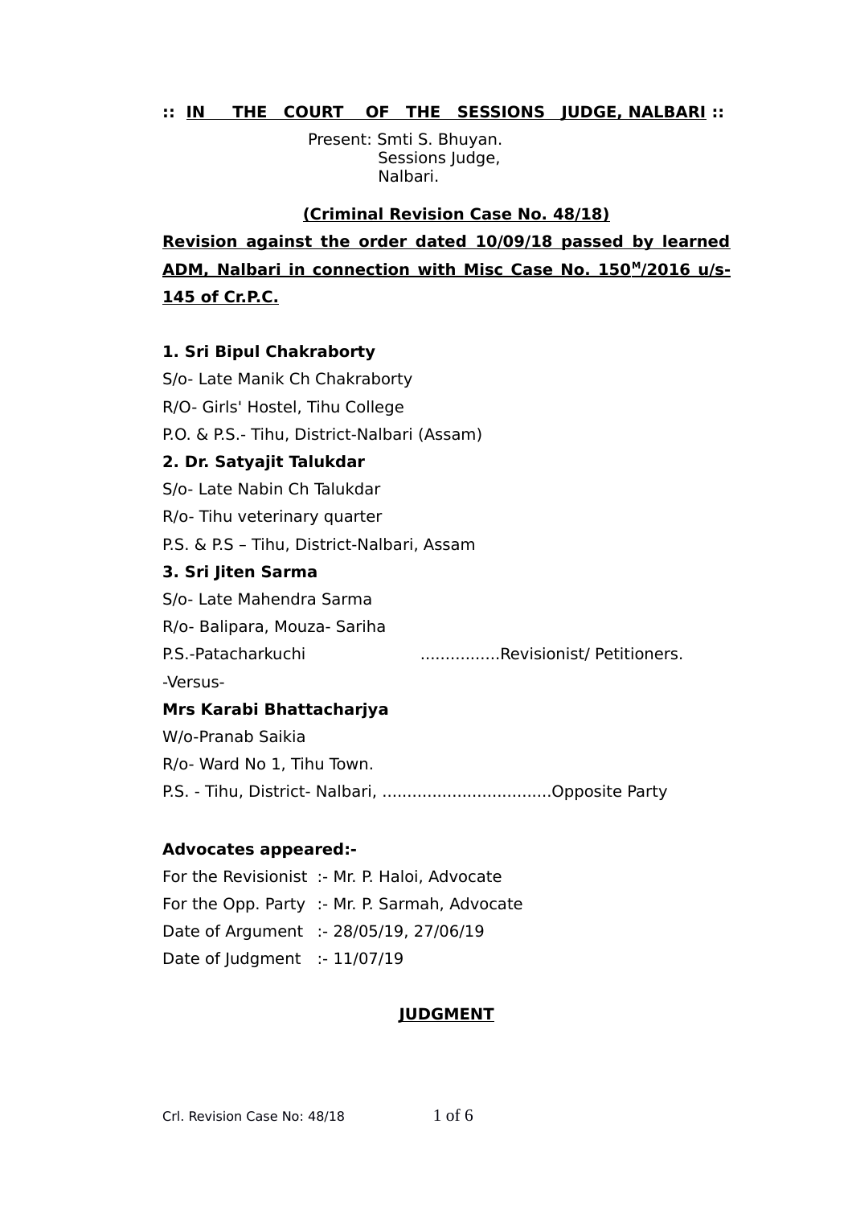**:: IN THE COURT OF THE SESSIONS JUDGE, NALBARI ::**

Present: Smti S. Bhuyan.
Sessions Judge,
Nalbari.

**(Criminal Revision Case No. 48/18)**

**Revision against the order dated 10/09/18 passed by learned ADM, Nalbari in connection with Misc Case No. 150[M]/2016 u/s-145 of Cr.P.C.**

**1. Sri Bipul Chakraborty**
S/o- Late Manik Ch Chakraborty
R/O- Girls' Hostel, Tihu College
P.O. & P.S.- Tihu, District-Nalbari (Assam)

**2. Dr. Satyajit Talukdar**
S/o- Late Nabin Ch Talukdar
R/o- Tihu veterinary quarter
P.S. & P.S – Tihu, District-Nalbari, Assam

**3. Sri Jiten Sarma**
S/o- Late Mahendra Sarma
R/o- Balipara, Mouza- Sariha
P.S.-Patacharkuchi ................Revisionist/ Petitioners.

-Versus-

**Mrs Karabi Bhattacharjya**
W/o-Pranab Saikia
R/o- Ward No 1, Tihu Town.
P.S. - Tihu, District- Nalbari, ..................................Opposite Party

**Advocates appeared:-**

For the Revisionist :- Mr. P. Haloi, Advocate
For the Opp. Party :- Mr. P. Sarmah, Advocate
Date of Argument :- 28/05/19, 27/06/19
Date of Judgment :- 11/07/19

**JUDGMENT**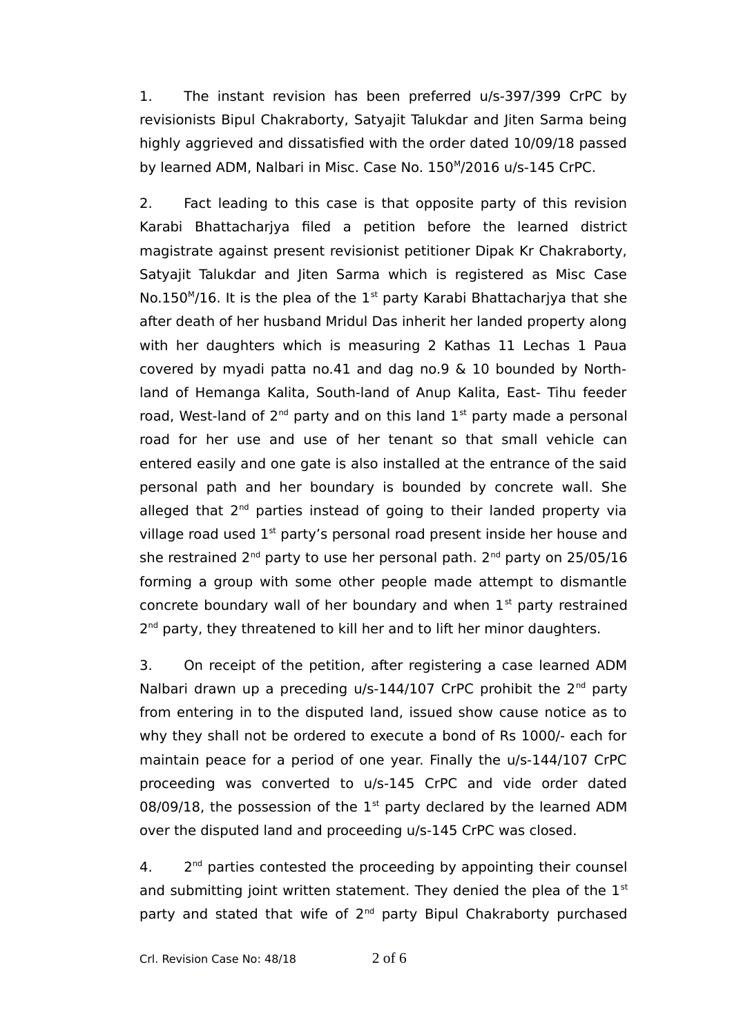1. The instant revision has been preferred u/s-397/399 CrPC by revisionists Bipul Chakraborty, Satyajit Talukdar and Jiten Sarma being highly aggrieved and dissatisfied with the order dated 10/09/18 passed by learned ADM, Nalbari in Misc. Case No. $150^{M}$/2016 u/s-145 CrPC.

2. Fact leading to this case is that opposite party of this revision Karabi Bhattacharjya filed a petition before the learned district magistrate against present revisionist petitioner Dipak Kr Chakraborty, Satyajit Talukdar and Jiten Sarma which is registered as Misc Case No.$150^{M}$/16. It is the plea of the $1^{st}$ party Karabi Bhattacharjya that she after death of her husband Mridul Das inherit her landed property along with her daughters which is measuring 2 Kathas 11 Lechas 1 Paua covered by myadi patta no.41 and dag no.9 & 10 bounded by North-land of Hemanga Kalita, South-land of Anup Kalita, East- Tihu feeder road, West-land of $2^{nd}$ party and on this land $1^{st}$ party made a personal road for her use and use of her tenant so that small vehicle can entered easily and one gate is also installed at the entrance of the said personal path and her boundary is bounded by concrete wall. She alleged that $2^{nd}$ parties instead of going to their landed property via village road used $1^{st}$ party's personal road present inside her house and she restrained $2^{nd}$ party to use her personal path. $2^{nd}$ party on 25/05/16 forming a group with some other people made attempt to dismantle concrete boundary wall of her boundary and when $1^{st}$ party restrained $2^{nd}$ party, they threatened to kill her and to lift her minor daughters.

3. On receipt of the petition, after registering a case learned ADM Nalbari drawn up a preceding u/s-144/107 CrPC prohibit the $2^{nd}$ party from entering in to the disputed land, issued show cause notice as to why they shall not be ordered to execute a bond of Rs 1000/- each for maintain peace for a period of one year. Finally the u/s-144/107 CrPC proceeding was converted to u/s-145 CrPC and vide order dated 08/09/18, the possession of the $1^{st}$ party declared by the learned ADM over the disputed land and proceeding u/s-145 CrPC was closed.

4. $2^{nd}$ parties contested the proceeding by appointing their counsel and submitting joint written statement. They denied the plea of the $1^{st}$ party and stated that wife of $2^{nd}$ party Bipul Chakraborty purchased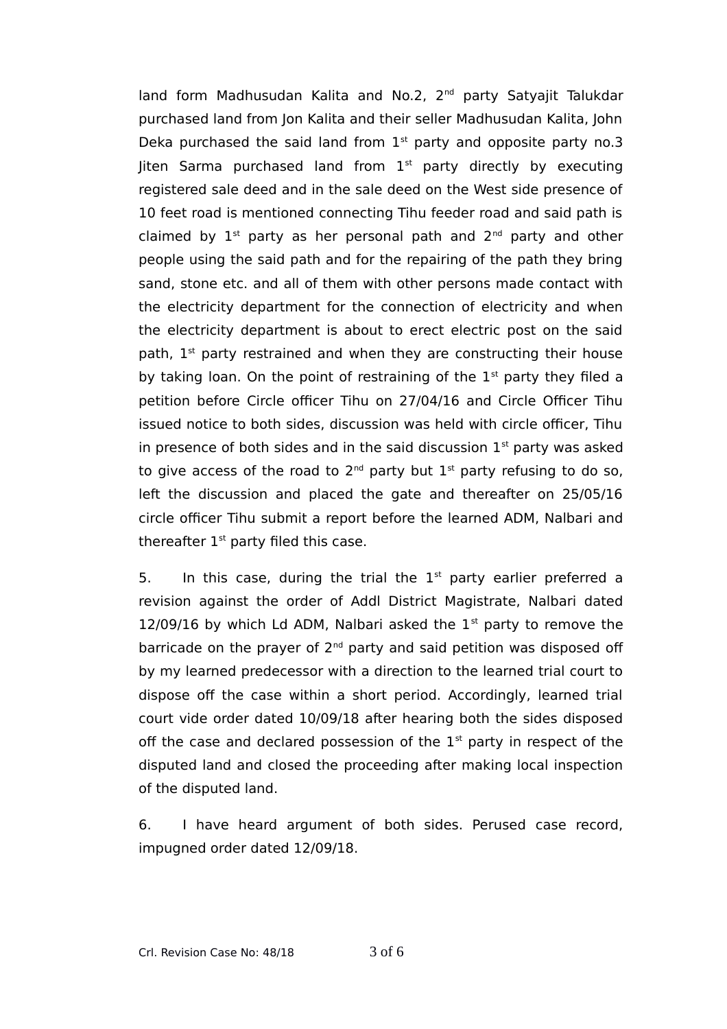land form Madhusudan Kalita and No.2, 2nd party Satyajit Talukdar purchased land from Jon Kalita and their seller Madhusudan Kalita, John Deka purchased the said land from 1st party and opposite party no.3 Jiten Sarma purchased land from 1st party directly by executing registered sale deed and in the sale deed on the West side presence of 10 feet road is mentioned connecting Tihu feeder road and said path is claimed by 1st party as her personal path and 2nd party and other people using the said path and for the repairing of the path they bring sand, stone etc. and all of them with other persons made contact with the electricity department for the connection of electricity and when the electricity department is about to erect electric post on the said path, 1st party restrained and when they are constructing their house by taking loan. On the point of restraining of the 1st party they filed a petition before Circle officer Tihu on 27/04/16 and Circle Officer Tihu issued notice to both sides, discussion was held with circle officer, Tihu in presence of both sides and in the said discussion 1st party was asked to give access of the road to 2nd party but 1st party refusing to do so, left the discussion and placed the gate and thereafter on 25/05/16 circle officer Tihu submit a report before the learned ADM, Nalbari and thereafter 1st party filed this case.

5. In this case, during the trial the 1st party earlier preferred a revision against the order of Addl District Magistrate, Nalbari dated 12/09/16 by which Ld ADM, Nalbari asked the 1st party to remove the barricade on the prayer of 2nd party and said petition was disposed off by my learned predecessor with a direction to the learned trial court to dispose off the case within a short period. Accordingly, learned trial court vide order dated 10/09/18 after hearing both the sides disposed off the case and declared possession of the 1st party in respect of the disputed land and closed the proceeding after making local inspection of the disputed land.

6. I have heard argument of both sides. Perused case record, impugned order dated 12/09/18.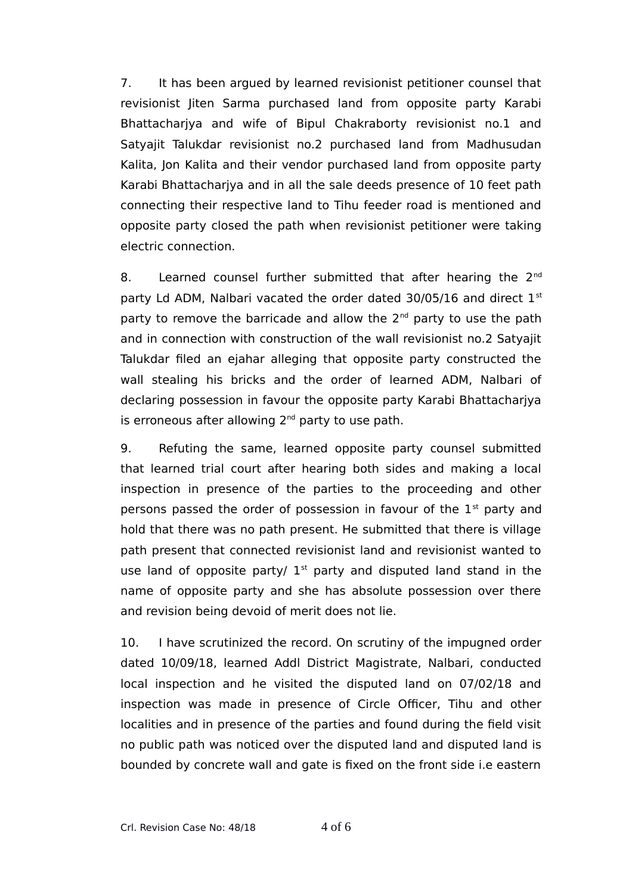7. It has been argued by learned revisionist petitioner counsel that revisionist Jiten Sarma purchased land from opposite party Karabi Bhattacharjya and wife of Bipul Chakraborty revisionist no.1 and Satyajit Talukdar revisionist no.2 purchased land from Madhusudan Kalita, Jon Kalita and their vendor purchased land from opposite party Karabi Bhattacharjya and in all the sale deeds presence of 10 feet path connecting their respective land to Tihu feeder road is mentioned and opposite party closed the path when revisionist petitioner were taking electric connection.

8. Learned counsel further submitted that after hearing the 2nd party Ld ADM, Nalbari vacated the order dated 30/05/16 and direct 1st party to remove the barricade and allow the 2nd party to use the path and in connection with construction of the wall revisionist no.2 Satyajit Talukdar filed an ejahar alleging that opposite party constructed the wall stealing his bricks and the order of learned ADM, Nalbari of declaring possession in favour the opposite party Karabi Bhattacharjya is erroneous after allowing 2nd party to use path.

9. Refuting the same, learned opposite party counsel submitted that learned trial court after hearing both sides and making a local inspection in presence of the parties to the proceeding and other persons passed the order of possession in favour of the 1st party and hold that there was no path present. He submitted that there is village path present that connected revisionist land and revisionist wanted to use land of opposite party/ 1st party and disputed land stand in the name of opposite party and she has absolute possession over there and revision being devoid of merit does not lie.

10. I have scrutinized the record. On scrutiny of the impugned order dated 10/09/18, learned Addl District Magistrate, Nalbari, conducted local inspection and he visited the disputed land on 07/02/18 and inspection was made in presence of Circle Officer, Tihu and other localities and in presence of the parties and found during the field visit no public path was noticed over the disputed land and disputed land is bounded by concrete wall and gate is fixed on the front side i.e eastern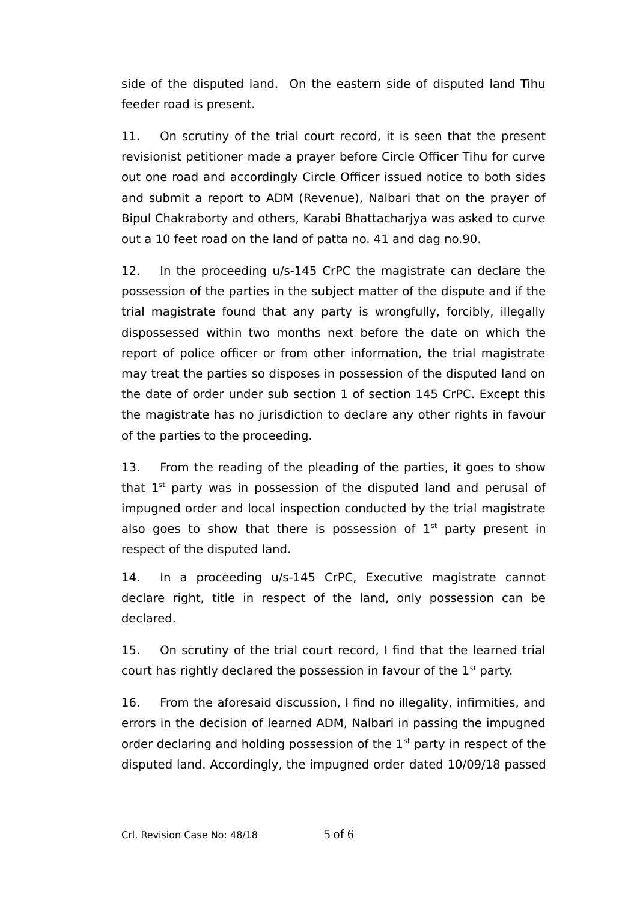side of the disputed land. On the eastern side of disputed land Tihu feeder road is present.

11. On scrutiny of the trial court record, it is seen that the present revisionist petitioner made a prayer before Circle Officer Tihu for curve out one road and accordingly Circle Officer issued notice to both sides and submit a report to ADM (Revenue), Nalbari that on the prayer of Bipul Chakraborty and others, Karabi Bhattacharjya was asked to curve out a 10 feet road on the land of patta no. 41 and dag no.90.

12. In the proceeding u/s-145 CrPC the magistrate can declare the possession of the parties in the subject matter of the dispute and if the trial magistrate found that any party is wrongfully, forcibly, illegally dispossessed within two months next before the date on which the report of police officer or from other information, the trial magistrate may treat the parties so disposes in possession of the disputed land on the date of order under sub section 1 of section 145 CrPC. Except this the magistrate has no jurisdiction to declare any other rights in favour of the parties to the proceeding.

13. From the reading of the pleading of the parties, it goes to show that 1st party was in possession of the disputed land and perusal of impugned order and local inspection conducted by the trial magistrate also goes to show that there is possession of 1st party present in respect of the disputed land.

14. In a proceeding u/s-145 CrPC, Executive magistrate cannot declare right, title in respect of the land, only possession can be declared.

15. On scrutiny of the trial court record, I find that the learned trial court has rightly declared the possession in favour of the 1st party.

16. From the aforesaid discussion, I find no illegality, infirmities, and errors in the decision of learned ADM, Nalbari in passing the impugned order declaring and holding possession of the 1st party in respect of the disputed land. Accordingly, the impugned order dated 10/09/18 passed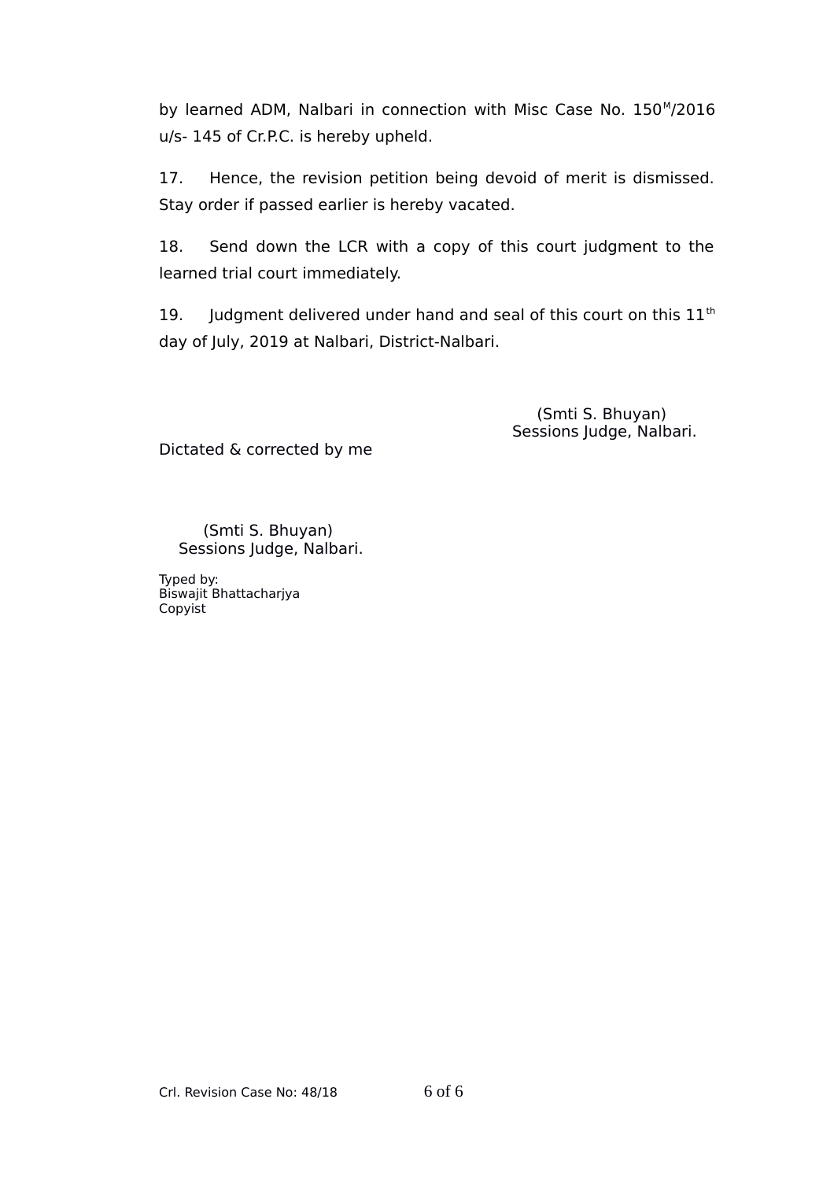by learned ADM, Nalbari in connection with Misc Case No. 150[M]/2016 u/s- 145 of Cr.P.C. is hereby upheld.

17. Hence, the revision petition being devoid of merit is dismissed. Stay order if passed earlier is hereby vacated.

18. Send down the LCR with a copy of this court judgment to the learned trial court immediately.

19. Judgment delivered under hand and seal of this court on this 11th day of July, 2019 at Nalbari, District-Nalbari.

(Smti S. Bhuyan)
Sessions Judge, Nalbari.

Dictated & corrected by me

(Smti S. Bhuyan)
Sessions Judge, Nalbari.

Typed by:
Biswajit Bhattacharjya
Copyist